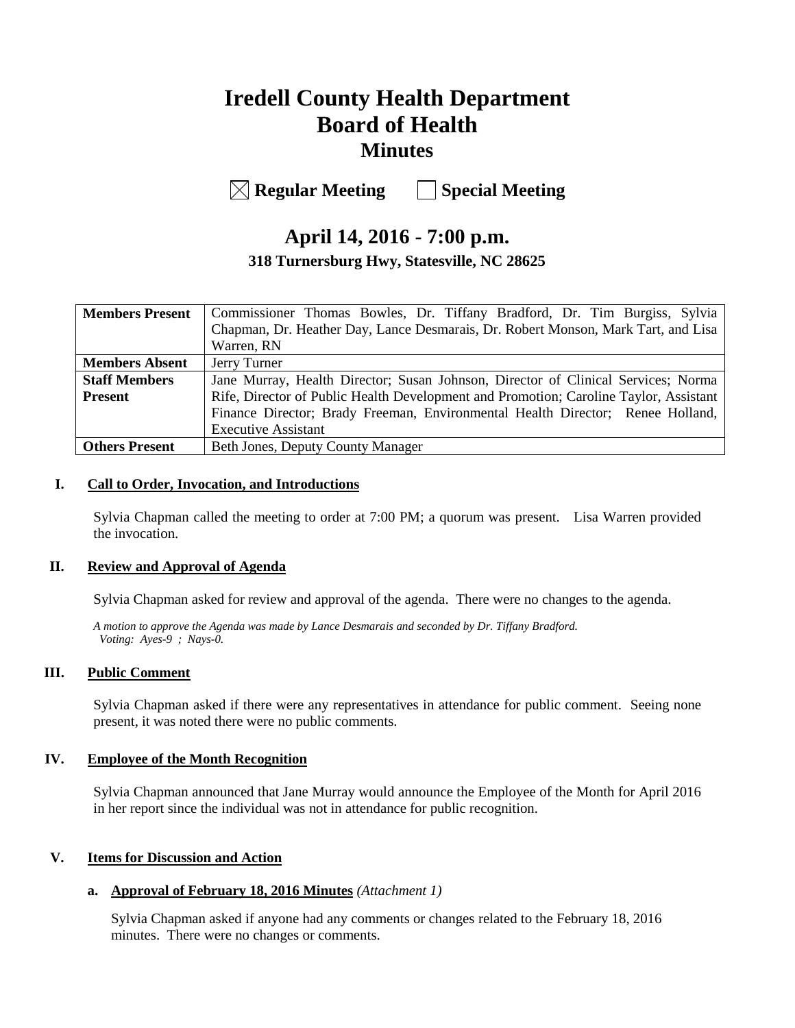# Iredell County Health Department
# Board of Health
## Minutes

☒ **Regular Meeting** ☐ **Special Meeting**

## April 14, 2016 - 7:00 p.m.

### 318 Turnersburg Hwy, Statesville, NC 28625

| | |
|---|---|
| **Members Present** | Commissioner Thomas Bowles, Dr. Tiffany Bradford, Dr. Tim Burgiss, Sylvia Chapman, Dr. Heather Day, Lance Desmarais, Dr. Robert Monson, Mark Tart, and Lisa Warren, RN |
| **Members Absent** | Jerry Turner |
| **Staff Members Present** | Jane Murray, Health Director; Susan Johnson, Director of Clinical Services; Norma Rife, Director of Public Health Development and Promotion; Caroline Taylor, Assistant Finance Director; Brady Freeman, Environmental Health Director; Renee Holland, Executive Assistant |
| **Others Present** | Beth Jones, Deputy County Manager |

**I. Call to Order, Invocation, and Introductions**

Sylvia Chapman called the meeting to order at 7:00 PM; a quorum was present. Lisa Warren provided the invocation.

**II. Review and Approval of Agenda**

Sylvia Chapman asked for review and approval of the agenda. There were no changes to the agenda.

*A motion to approve the Agenda was made by Lance Desmarais and seconded by Dr. Tiffany Bradford. Voting: Ayes-9 ; Nays-0.*

**III. Public Comment**

Sylvia Chapman asked if there were any representatives in attendance for public comment. Seeing none present, it was noted there were no public comments.

**IV. Employee of the Month Recognition**

Sylvia Chapman announced that Jane Murray would announce the Employee of the Month for April 2016 in her report since the individual was not in attendance for public recognition.

**V. Items for Discussion and Action**

**a. Approval of February 18, 2016 Minutes** *(Attachment 1)*

Sylvia Chapman asked if anyone had any comments or changes related to the February 18, 2016 minutes. There were no changes or comments.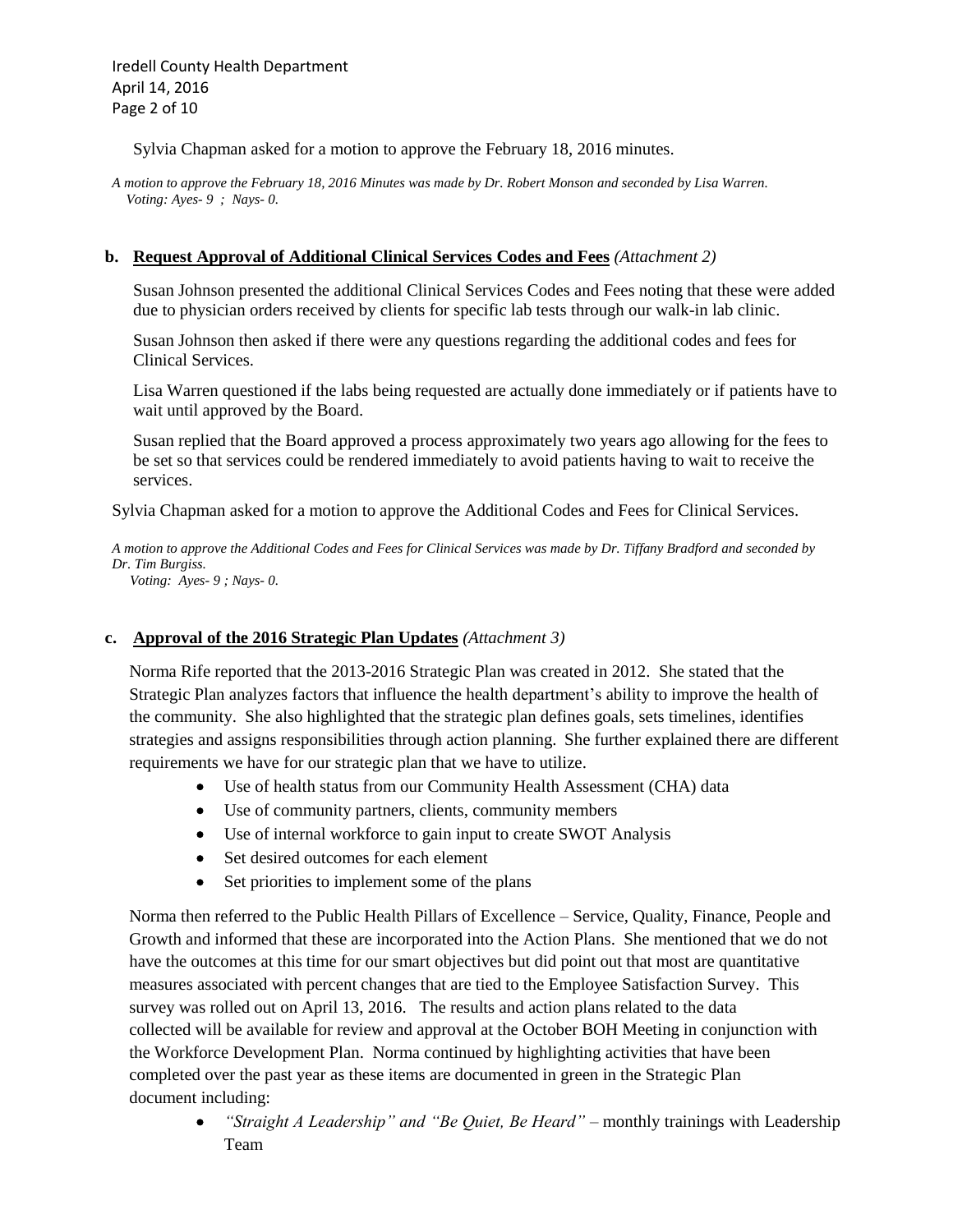Sylvia Chapman asked for a motion to approve the February 18, 2016 minutes.

*A motion to approve the February 18, 2016 Minutes was made by Dr. Robert Monson and seconded by Lisa Warren. Voting: Ayes- 9 ; Nays- 0.*

**b. Request Approval of Additional Clinical Services Codes and Fees** *(Attachment 2)*

Susan Johnson presented the additional Clinical Services Codes and Fees noting that these were added due to physician orders received by clients for specific lab tests through our walk-in lab clinic.

Susan Johnson then asked if there were any questions regarding the additional codes and fees for Clinical Services.

Lisa Warren questioned if the labs being requested are actually done immediately or if patients have to wait until approved by the Board.

Susan replied that the Board approved a process approximately two years ago allowing for the fees to be set so that services could be rendered immediately to avoid patients having to wait to receive the services.

Sylvia Chapman asked for a motion to approve the Additional Codes and Fees for Clinical Services.

*A motion to approve the Additional Codes and Fees for Clinical Services was made by Dr. Tiffany Bradford and seconded by Dr. Tim Burgiss. Voting: Ayes- 9 ; Nays- 0.*

**c. Approval of the 2016 Strategic Plan Updates** *(Attachment 3)*

Norma Rife reported that the 2013-2016 Strategic Plan was created in 2012. She stated that the Strategic Plan analyzes factors that influence the health department's ability to improve the health of the community. She also highlighted that the strategic plan defines goals, sets timelines, identifies strategies and assigns responsibilities through action planning. She further explained there are different requirements we have for our strategic plan that we have to utilize.

- Use of health status from our Community Health Assessment (CHA) data
- Use of community partners, clients, community members
- Use of internal workforce to gain input to create SWOT Analysis
- Set desired outcomes for each element
- Set priorities to implement some of the plans

Norma then referred to the Public Health Pillars of Excellence – Service, Quality, Finance, People and Growth and informed that these are incorporated into the Action Plans. She mentioned that we do not have the outcomes at this time for our smart objectives but did point out that most are quantitative measures associated with percent changes that are tied to the Employee Satisfaction Survey. This survey was rolled out on April 13, 2016. The results and action plans related to the data collected will be available for review and approval at the October BOH Meeting in conjunction with the Workforce Development Plan. Norma continued by highlighting activities that have been completed over the past year as these items are documented in green in the Strategic Plan document including:

- *"Straight A Leadership" and "Be Quiet, Be Heard"* – monthly trainings with Leadership Team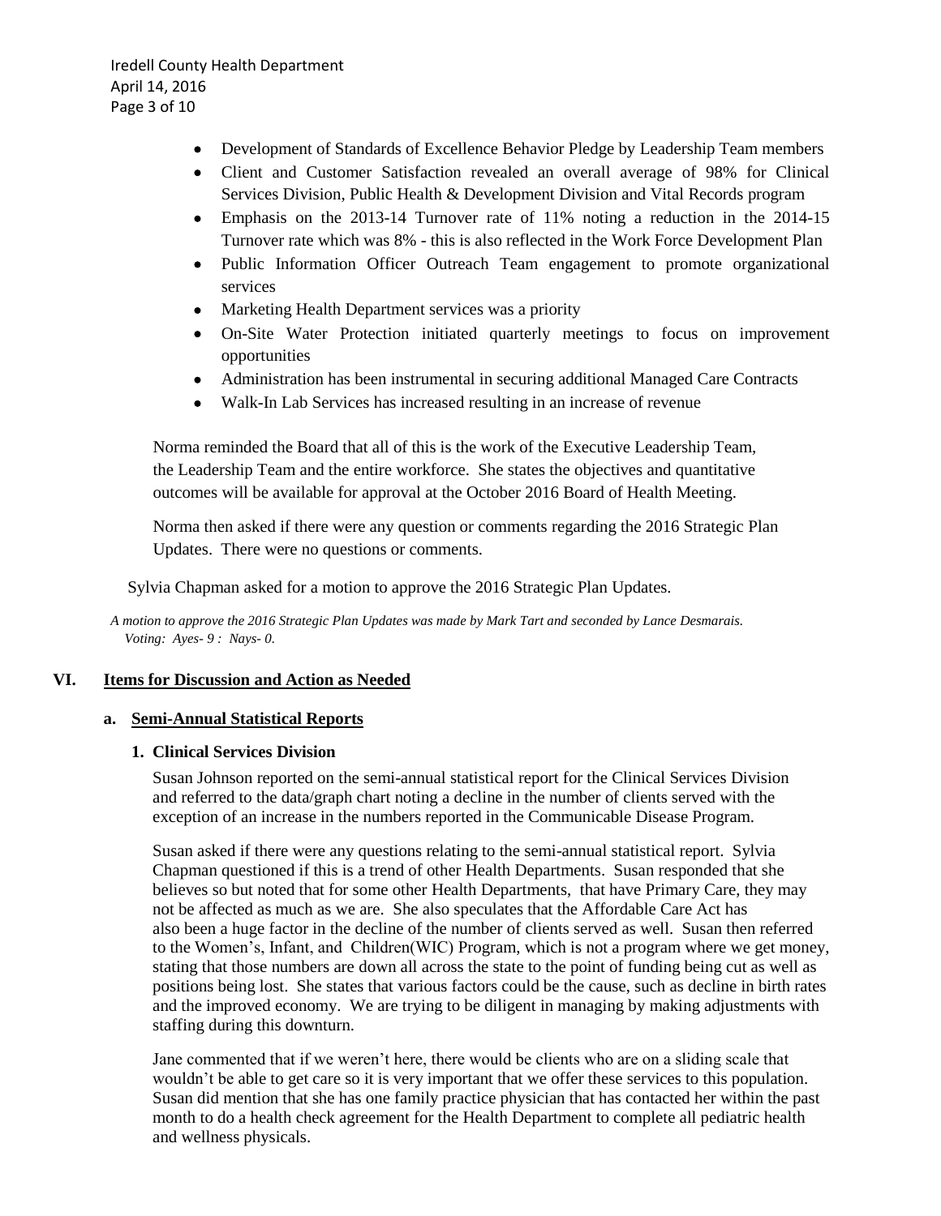- Development of Standards of Excellence Behavior Pledge by Leadership Team members
- Client and Customer Satisfaction revealed an overall average of 98% for Clinical Services Division, Public Health & Development Division and Vital Records program
- Emphasis on the 2013-14 Turnover rate of 11% noting a reduction in the 2014-15 Turnover rate which was 8% - this is also reflected in the Work Force Development Plan
- Public Information Officer Outreach Team engagement to promote organizational services
- Marketing Health Department services was a priority
- On-Site Water Protection initiated quarterly meetings to focus on improvement opportunities
- Administration has been instrumental in securing additional Managed Care Contracts
- Walk-In Lab Services has increased resulting in an increase of revenue

Norma reminded the Board that all of this is the work of the Executive Leadership Team, the Leadership Team and the entire workforce. She states the objectives and quantitative outcomes will be available for approval at the October 2016 Board of Health Meeting.

Norma then asked if there were any question or comments regarding the 2016 Strategic Plan Updates. There were no questions or comments.

Sylvia Chapman asked for a motion to approve the 2016 Strategic Plan Updates.

*A motion to approve the 2016 Strategic Plan Updates was made by Mark Tart and seconded by Lance Desmarais. Voting: Ayes- 9 : Nays- 0.*

## VI. Items for Discussion and Action as Needed

### a. Semi-Annual Statistical Reports

#### 1. Clinical Services Division

Susan Johnson reported on the semi-annual statistical report for the Clinical Services Division and referred to the data/graph chart noting a decline in the number of clients served with the exception of an increase in the numbers reported in the Communicable Disease Program.

Susan asked if there were any questions relating to the semi-annual statistical report. Sylvia Chapman questioned if this is a trend of other Health Departments. Susan responded that she believes so but noted that for some other Health Departments, that have Primary Care, they may not be affected as much as we are. She also speculates that the Affordable Care Act has also been a huge factor in the decline of the number of clients served as well. Susan then referred to the Women's, Infant, and Children(WIC) Program, which is not a program where we get money, stating that those numbers are down all across the state to the point of funding being cut as well as positions being lost. She states that various factors could be the cause, such as decline in birth rates and the improved economy. We are trying to be diligent in managing by making adjustments with staffing during this downturn.

Jane commented that if we weren't here, there would be clients who are on a sliding scale that wouldn't be able to get care so it is very important that we offer these services to this population. Susan did mention that she has one family practice physician that has contacted her within the past month to do a health check agreement for the Health Department to complete all pediatric health and wellness physicals.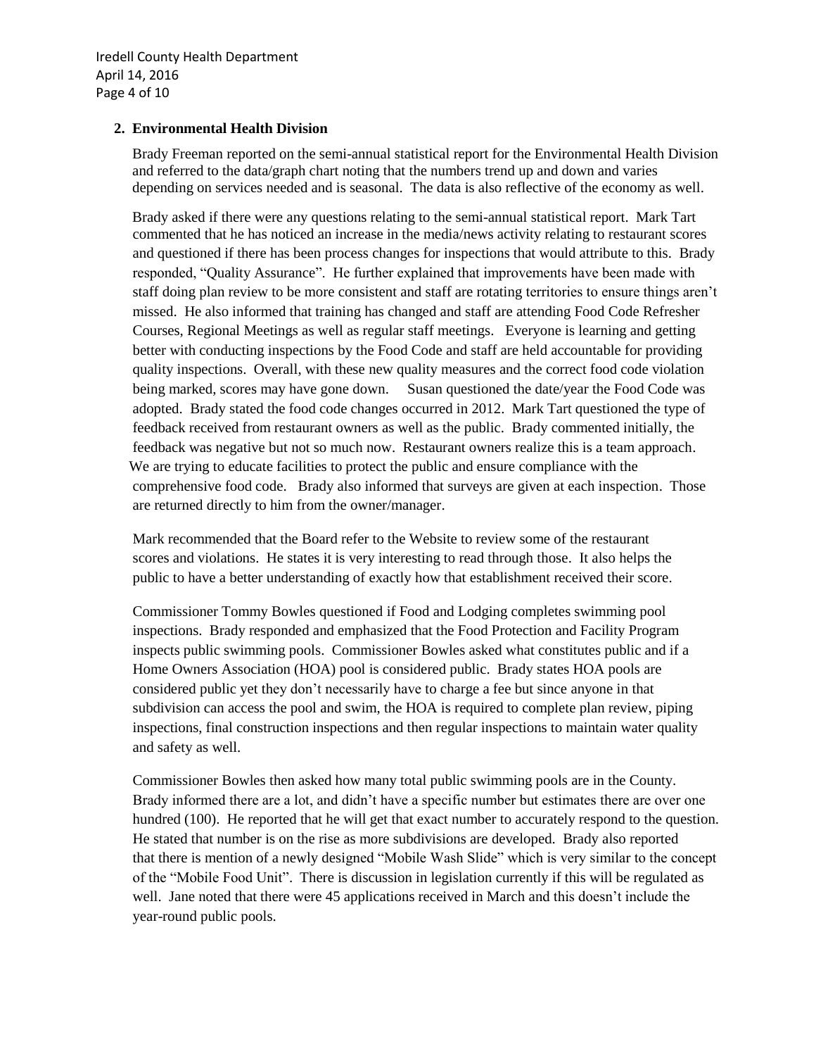## 2. Environmental Health Division

Brady Freeman reported on the semi-annual statistical report for the Environmental Health Division and referred to the data/graph chart noting that the numbers trend up and down and varies depending on services needed and is seasonal. The data is also reflective of the economy as well.

Brady asked if there were any questions relating to the semi-annual statistical report. Mark Tart commented that he has noticed an increase in the media/news activity relating to restaurant scores and questioned if there has been process changes for inspections that would attribute to this. Brady responded, "Quality Assurance". He further explained that improvements have been made with staff doing plan review to be more consistent and staff are rotating territories to ensure things aren't missed. He also informed that training has changed and staff are attending Food Code Refresher Courses, Regional Meetings as well as regular staff meetings. Everyone is learning and getting better with conducting inspections by the Food Code and staff are held accountable for providing quality inspections. Overall, with these new quality measures and the correct food code violation being marked, scores may have gone down. Susan questioned the date/year the Food Code was adopted. Brady stated the food code changes occurred in 2012. Mark Tart questioned the type of feedback received from restaurant owners as well as the public. Brady commented initially, the feedback was negative but not so much now. Restaurant owners realize this is a team approach. We are trying to educate facilities to protect the public and ensure compliance with the comprehensive food code. Brady also informed that surveys are given at each inspection. Those are returned directly to him from the owner/manager.

Mark recommended that the Board refer to the Website to review some of the restaurant scores and violations. He states it is very interesting to read through those. It also helps the public to have a better understanding of exactly how that establishment received their score.

Commissioner Tommy Bowles questioned if Food and Lodging completes swimming pool inspections. Brady responded and emphasized that the Food Protection and Facility Program inspects public swimming pools. Commissioner Bowles asked what constitutes public and if a Home Owners Association (HOA) pool is considered public. Brady states HOA pools are considered public yet they don't necessarily have to charge a fee but since anyone in that subdivision can access the pool and swim, the HOA is required to complete plan review, piping inspections, final construction inspections and then regular inspections to maintain water quality and safety as well.

Commissioner Bowles then asked how many total public swimming pools are in the County. Brady informed there are a lot, and didn't have a specific number but estimates there are over one hundred (100). He reported that he will get that exact number to accurately respond to the question. He stated that number is on the rise as more subdivisions are developed. Brady also reported that there is mention of a newly designed "Mobile Wash Slide" which is very similar to the concept of the "Mobile Food Unit". There is discussion in legislation currently if this will be regulated as well. Jane noted that there were 45 applications received in March and this doesn't include the year-round public pools.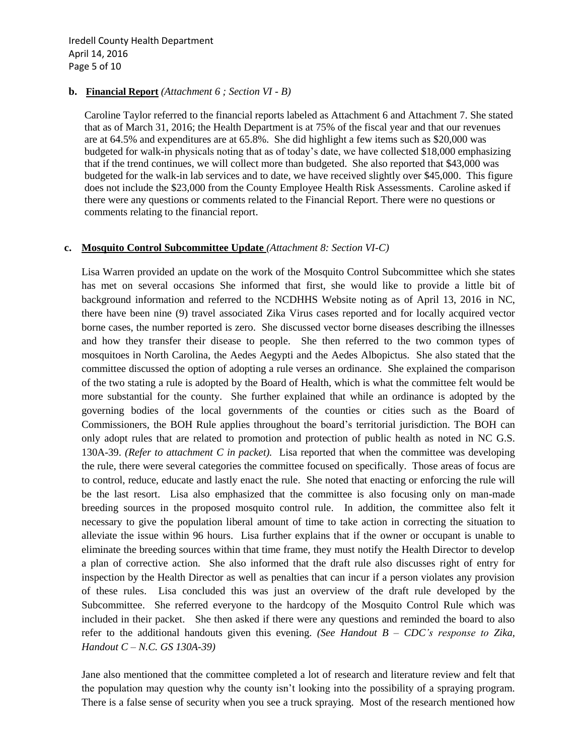**b. <u>Financial Report</u>** *(Attachment 6 ; Section VI - B)*

Caroline Taylor referred to the financial reports labeled as Attachment 6 and Attachment 7. She stated that as of March 31, 2016; the Health Department is at 75% of the fiscal year and that our revenues are at 64.5% and expenditures are at 65.8%. She did highlight a few items such as $20,000 was budgeted for walk-in physicals noting that as of today's date, we have collected $18,000 emphasizing that if the trend continues, we will collect more than budgeted. She also reported that $43,000 was budgeted for the walk-in lab services and to date, we have received slightly over $45,000. This figure does not include the $23,000 from the County Employee Health Risk Assessments. Caroline asked if there were any questions or comments related to the Financial Report. There were no questions or comments relating to the financial report.

**c. <u>Mosquito Control Subcommittee Update</u>** *(Attachment 8: Section VI-C)*

Lisa Warren provided an update on the work of the Mosquito Control Subcommittee which she states has met on several occasions She informed that first, she would like to provide a little bit of background information and referred to the NCDHHS Website noting as of April 13, 2016 in NC, there have been nine (9) travel associated Zika Virus cases reported and for locally acquired vector borne cases, the number reported is zero. She discussed vector borne diseases describing the illnesses and how they transfer their disease to people. She then referred to the two common types of mosquitoes in North Carolina, the Aedes Aegypti and the Aedes Albopictus. She also stated that the committee discussed the option of adopting a rule verses an ordinance. She explained the comparison of the two stating a rule is adopted by the Board of Health, which is what the committee felt would be more substantial for the county. She further explained that while an ordinance is adopted by the governing bodies of the local governments of the counties or cities such as the Board of Commissioners, the BOH Rule applies throughout the board's territorial jurisdiction. The BOH can only adopt rules that are related to promotion and protection of public health as noted in NC G.S. 130A-39. *(Refer to attachment C in packet).* Lisa reported that when the committee was developing the rule, there were several categories the committee focused on specifically. Those areas of focus are to control, reduce, educate and lastly enact the rule. She noted that enacting or enforcing the rule will be the last resort. Lisa also emphasized that the committee is also focusing only on man-made breeding sources in the proposed mosquito control rule. In addition, the committee also felt it necessary to give the population liberal amount of time to take action in correcting the situation to alleviate the issue within 96 hours. Lisa further explains that if the owner or occupant is unable to eliminate the breeding sources within that time frame, they must notify the Health Director to develop a plan of corrective action. She also informed that the draft rule also discusses right of entry for inspection by the Health Director as well as penalties that can incur if a person violates any provision of these rules. Lisa concluded this was just an overview of the draft rule developed by the Subcommittee. She referred everyone to the hardcopy of the Mosquito Control Rule which was included in their packet. She then asked if there were any questions and reminded the board to also refer to the additional handouts given this evening. *(See Handout B – CDC's response to Zika, Handout C – N.C. GS 130A-39)*

Jane also mentioned that the committee completed a lot of research and literature review and felt that the population may question why the county isn't looking into the possibility of a spraying program. There is a false sense of security when you see a truck spraying. Most of the research mentioned how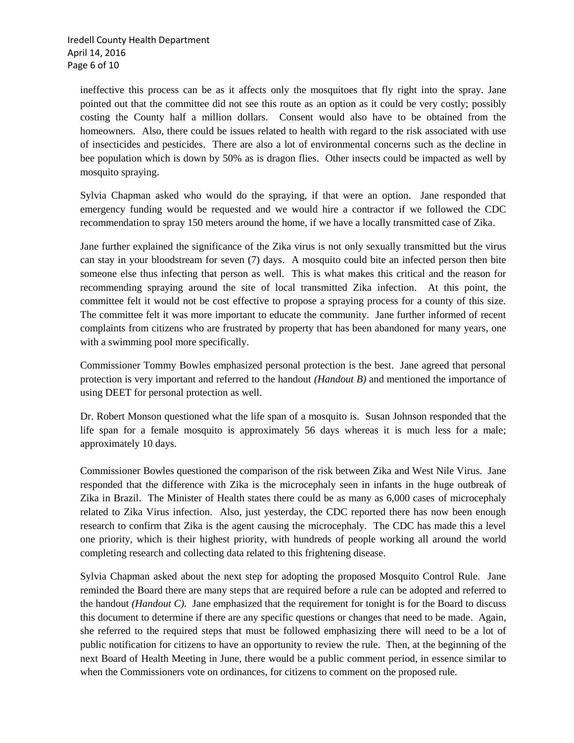ineffective this process can be as it affects only the mosquitoes that fly right into the spray. Jane pointed out that the committee did not see this route as an option as it could be very costly; possibly costing the County half a million dollars. Consent would also have to be obtained from the homeowners. Also, there could be issues related to health with regard to the risk associated with use of insecticides and pesticides. There are also a lot of environmental concerns such as the decline in bee population which is down by 50% as is dragon flies. Other insects could be impacted as well by mosquito spraying.

Sylvia Chapman asked who would do the spraying, if that were an option. Jane responded that emergency funding would be requested and we would hire a contractor if we followed the CDC recommendation to spray 150 meters around the home, if we have a locally transmitted case of Zika.

Jane further explained the significance of the Zika virus is not only sexually transmitted but the virus can stay in your bloodstream for seven (7) days. A mosquito could bite an infected person then bite someone else thus infecting that person as well. This is what makes this critical and the reason for recommending spraying around the site of local transmitted Zika infection. At this point, the committee felt it would not be cost effective to propose a spraying process for a county of this size. The committee felt it was more important to educate the community. Jane further informed of recent complaints from citizens who are frustrated by property that has been abandoned for many years, one with a swimming pool more specifically.

Commissioner Tommy Bowles emphasized personal protection is the best. Jane agreed that personal protection is very important and referred to the handout *(Handout B)* and mentioned the importance of using DEET for personal protection as well.

Dr. Robert Monson questioned what the life span of a mosquito is. Susan Johnson responded that the life span for a female mosquito is approximately 56 days whereas it is much less for a male; approximately 10 days.

Commissioner Bowles questioned the comparison of the risk between Zika and West Nile Virus. Jane responded that the difference with Zika is the microcephaly seen in infants in the huge outbreak of Zika in Brazil. The Minister of Health states there could be as many as 6,000 cases of microcephaly related to Zika Virus infection. Also, just yesterday, the CDC reported there has now been enough research to confirm that Zika is the agent causing the microcephaly. The CDC has made this a level one priority, which is their highest priority, with hundreds of people working all around the world completing research and collecting data related to this frightening disease.

Sylvia Chapman asked about the next step for adopting the proposed Mosquito Control Rule. Jane reminded the Board there are many steps that are required before a rule can be adopted and referred to the handout *(Handout C)*. Jane emphasized that the requirement for tonight is for the Board to discuss this document to determine if there are any specific questions or changes that need to be made. Again, she referred to the required steps that must be followed emphasizing there will need to be a lot of public notification for citizens to have an opportunity to review the rule. Then, at the beginning of the next Board of Health Meeting in June, there would be a public comment period, in essence similar to when the Commissioners vote on ordinances, for citizens to comment on the proposed rule.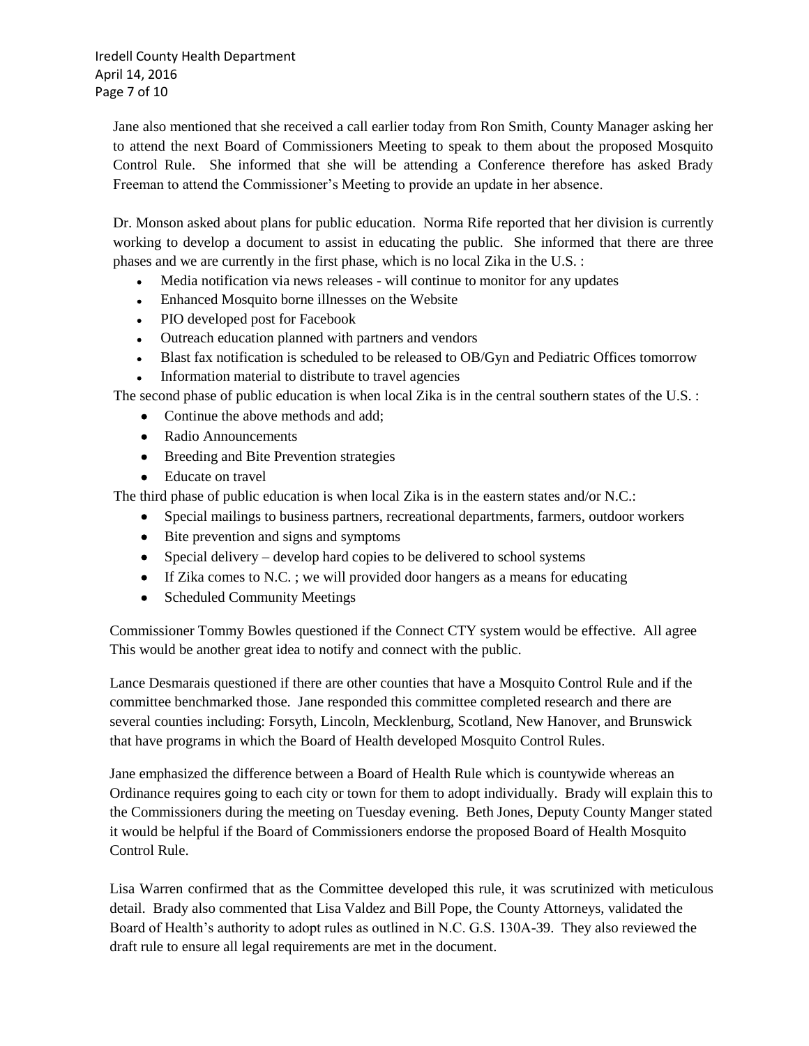Jane also mentioned that she received a call earlier today from Ron Smith, County Manager asking her to attend the next Board of Commissioners Meeting to speak to them about the proposed Mosquito Control Rule. She informed that she will be attending a Conference therefore has asked Brady Freeman to attend the Commissioner's Meeting to provide an update in her absence.

Dr. Monson asked about plans for public education. Norma Rife reported that her division is currently working to develop a document to assist in educating the public. She informed that there are three phases and we are currently in the first phase, which is no local Zika in the U.S. :

- Media notification via news releases - will continue to monitor for any updates
- Enhanced Mosquito borne illnesses on the Website
- PIO developed post for Facebook
- Outreach education planned with partners and vendors
- Blast fax notification is scheduled to be released to OB/Gyn and Pediatric Offices tomorrow
- Information material to distribute to travel agencies

The second phase of public education is when local Zika is in the central southern states of the U.S. :

- Continue the above methods and add;
- Radio Announcements
- Breeding and Bite Prevention strategies
- Educate on travel

The third phase of public education is when local Zika is in the eastern states and/or N.C.:

- Special mailings to business partners, recreational departments, farmers, outdoor workers
- Bite prevention and signs and symptoms
- Special delivery – develop hard copies to be delivered to school systems
- If Zika comes to N.C. ; we will provided door hangers as a means for educating
- Scheduled Community Meetings

Commissioner Tommy Bowles questioned if the Connect CTY system would be effective. All agree This would be another great idea to notify and connect with the public.

Lance Desmarais questioned if there are other counties that have a Mosquito Control Rule and if the committee benchmarked those. Jane responded this committee completed research and there are several counties including: Forsyth, Lincoln, Mecklenburg, Scotland, New Hanover, and Brunswick that have programs in which the Board of Health developed Mosquito Control Rules.

Jane emphasized the difference between a Board of Health Rule which is countywide whereas an Ordinance requires going to each city or town for them to adopt individually. Brady will explain this to the Commissioners during the meeting on Tuesday evening. Beth Jones, Deputy County Manger stated it would be helpful if the Board of Commissioners endorse the proposed Board of Health Mosquito Control Rule.

Lisa Warren confirmed that as the Committee developed this rule, it was scrutinized with meticulous detail. Brady also commented that Lisa Valdez and Bill Pope, the County Attorneys, validated the Board of Health's authority to adopt rules as outlined in N.C. G.S. 130A-39. They also reviewed the draft rule to ensure all legal requirements are met in the document.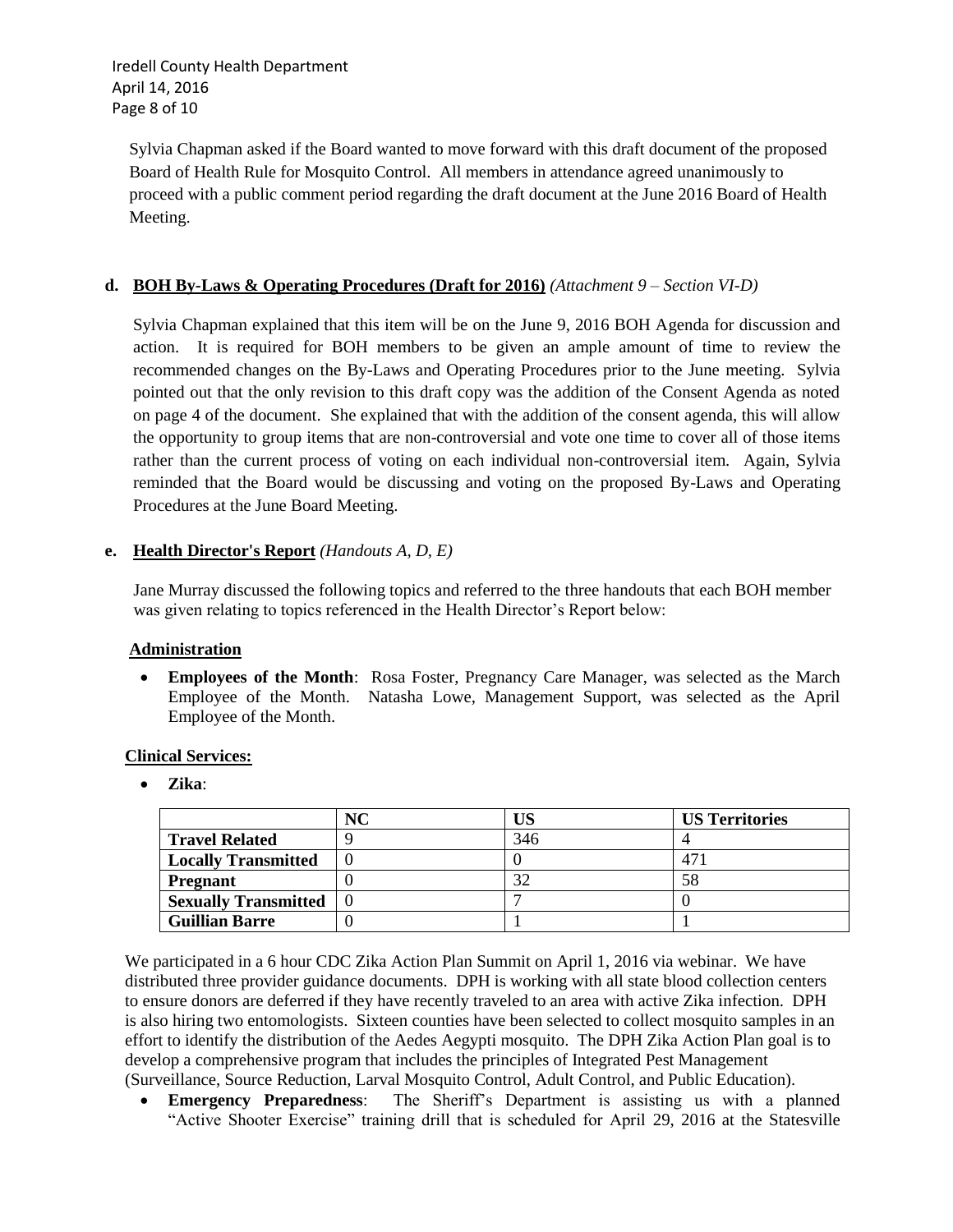Sylvia Chapman asked if the Board wanted to move forward with this draft document of the proposed Board of Health Rule for Mosquito Control. All members in attendance agreed unanimously to proceed with a public comment period regarding the draft document at the June 2016 Board of Health Meeting.

**d. BOH By-Laws & Operating Procedures (Draft for 2016)** *(Attachment 9 – Section VI-D)*

Sylvia Chapman explained that this item will be on the June 9, 2016 BOH Agenda for discussion and action. It is required for BOH members to be given an ample amount of time to review the recommended changes on the By-Laws and Operating Procedures prior to the June meeting. Sylvia pointed out that the only revision to this draft copy was the addition of the Consent Agenda as noted on page 4 of the document. She explained that with the addition of the consent agenda, this will allow the opportunity to group items that are non-controversial and vote one time to cover all of those items rather than the current process of voting on each individual non-controversial item. Again, Sylvia reminded that the Board would be discussing and voting on the proposed By-Laws and Operating Procedures at the June Board Meeting.

**e. Health Director's Report** *(Handouts A, D, E)*

Jane Murray discussed the following topics and referred to the three handouts that each BOH member was given relating to topics referenced in the Health Director's Report below:

**Administration**

- **Employees of the Month**: Rosa Foster, Pregnancy Care Manager, was selected as the March Employee of the Month. Natasha Lowe, Management Support, was selected as the April Employee of the Month.

**Clinical Services:**

- **Zika**:

| | NC | US | US Territories |
|---|---|---|---|
| **Travel Related** | 9 | 346 | 4 |
| **Locally Transmitted** | 0 | 0 | 471 |
| **Pregnant** | 0 | 32 | 58 |
| **Sexually Transmitted** | 0 | 7 | 0 |
| **Guillian Barre** | 0 | 1 | 1 |

We participated in a 6 hour CDC Zika Action Plan Summit on April 1, 2016 via webinar. We have distributed three provider guidance documents. DPH is working with all state blood collection centers to ensure donors are deferred if they have recently traveled to an area with active Zika infection. DPH is also hiring two entomologists. Sixteen counties have been selected to collect mosquito samples in an effort to identify the distribution of the Aedes Aegypti mosquito. The DPH Zika Action Plan goal is to develop a comprehensive program that includes the principles of Integrated Pest Management (Surveillance, Source Reduction, Larval Mosquito Control, Adult Control, and Public Education).

- **Emergency Preparedness**: The Sheriff's Department is assisting us with a planned "Active Shooter Exercise" training drill that is scheduled for April 29, 2016 at the Statesville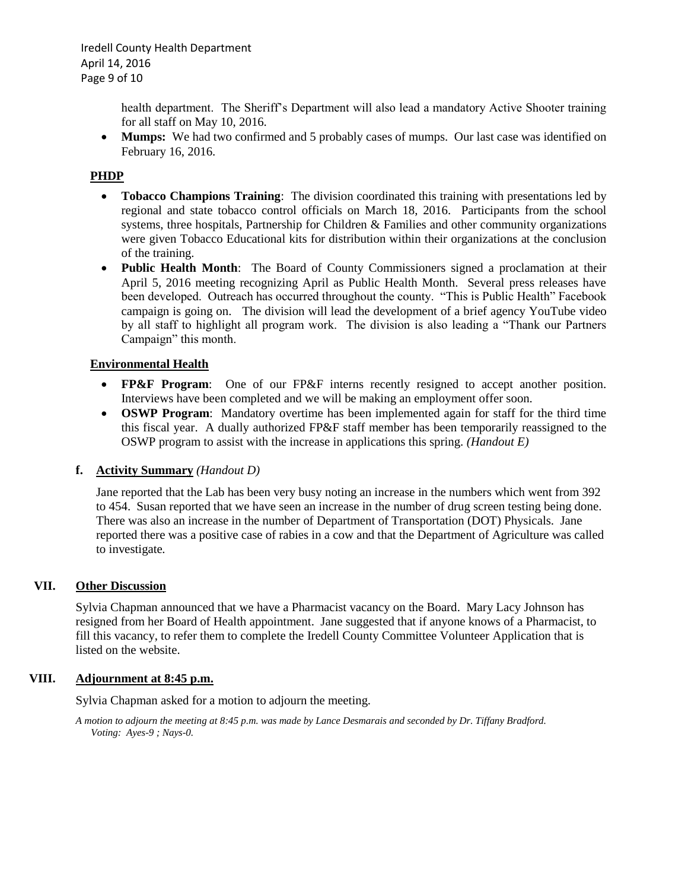health department. The Sheriff's Department will also lead a mandatory Active Shooter training for all staff on May 10, 2016.

- **Mumps:** We had two confirmed and 5 probably cases of mumps. Our last case was identified on February 16, 2016.

**PHDP**

- **Tobacco Champions Training**: The division coordinated this training with presentations led by regional and state tobacco control officials on March 18, 2016. Participants from the school systems, three hospitals, Partnership for Children & Families and other community organizations were given Tobacco Educational kits for distribution within their organizations at the conclusion of the training.
- **Public Health Month**: The Board of County Commissioners signed a proclamation at their April 5, 2016 meeting recognizing April as Public Health Month. Several press releases have been developed. Outreach has occurred throughout the county. "This is Public Health" Facebook campaign is going on. The division will lead the development of a brief agency YouTube video by all staff to highlight all program work. The division is also leading a "Thank our Partners Campaign" this month.

**Environmental Health**

- **FP&F Program**: One of our FP&F interns recently resigned to accept another position. Interviews have been completed and we will be making an employment offer soon.
- **OSWP Program**: Mandatory overtime has been implemented again for staff for the third time this fiscal year. A dually authorized FP&F staff member has been temporarily reassigned to the OSWP program to assist with the increase in applications this spring. *(Handout E)*

**f. Activity Summary** *(Handout D)*

Jane reported that the Lab has been very busy noting an increase in the numbers which went from 392 to 454. Susan reported that we have seen an increase in the number of drug screen testing being done. There was also an increase in the number of Department of Transportation (DOT) Physicals. Jane reported there was a positive case of rabies in a cow and that the Department of Agriculture was called to investigate.

## VII. Other Discussion

Sylvia Chapman announced that we have a Pharmacist vacancy on the Board. Mary Lacy Johnson has resigned from her Board of Health appointment. Jane suggested that if anyone knows of a Pharmacist, to fill this vacancy, to refer them to complete the Iredell County Committee Volunteer Application that is listed on the website.

## VIII. Adjournment at 8:45 p.m.

Sylvia Chapman asked for a motion to adjourn the meeting.

*A motion to adjourn the meeting at 8:45 p.m. was made by Lance Desmarais and seconded by Dr. Tiffany Bradford. Voting: Ayes-9 ; Nays-0.*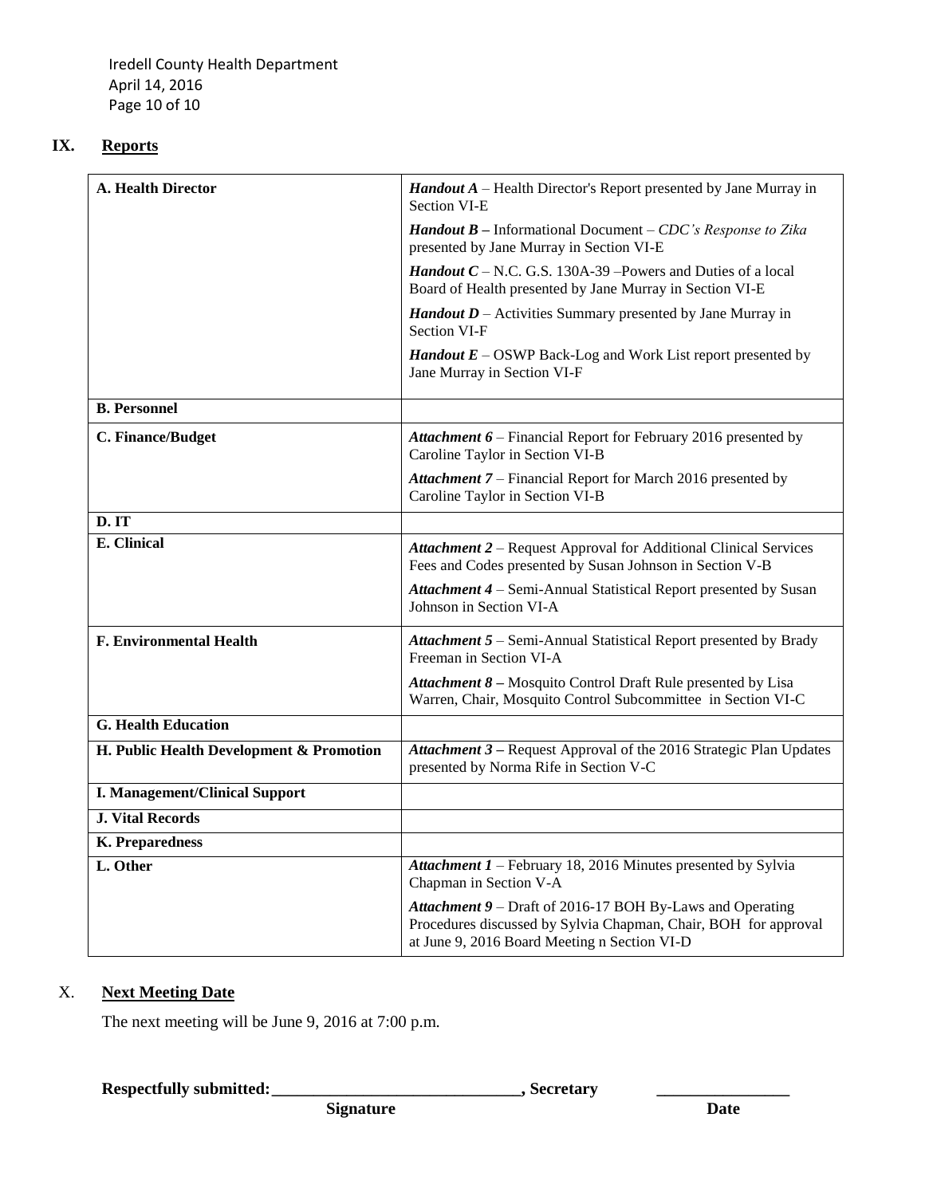## IX. Reports

| | |
|---|---|
| **A. Health Director** | ***Handout A*** – Health Director's Report presented by Jane Murray in Section VI-E<br>***Handout B*** **–** Informational Document – *CDC's Response to Zika* presented by Jane Murray in Section VI-E<br>***Handout C*** – N.C. G.S. 130A-39 –Powers and Duties of a local Board of Health presented by Jane Murray in Section VI-E<br>***Handout D*** – Activities Summary presented by Jane Murray in Section VI-F<br>***Handout E*** – OSWP Back-Log and Work List report presented by Jane Murray in Section VI-F |
| **B. Personnel** | |
| **C. Finance/Budget** | ***Attachment 6*** – Financial Report for February 2016 presented by Caroline Taylor in Section VI-B<br>***Attachment 7*** – Financial Report for March 2016 presented by Caroline Taylor in Section VI-B |
| **D. IT** | |
| **E. Clinical** | ***Attachment 2*** – Request Approval for Additional Clinical Services Fees and Codes presented by Susan Johnson in Section V-B<br>***Attachment 4*** – Semi-Annual Statistical Report presented by Susan Johnson in Section VI-A |
| **F. Environmental Health** | ***Attachment 5*** – Semi-Annual Statistical Report presented by Brady Freeman in Section VI-A<br>***Attachment 8*** **–** Mosquito Control Draft Rule presented by Lisa Warren, Chair, Mosquito Control Subcommittee in Section VI-C |
| **G. Health Education** | |
| **H. Public Health Development & Promotion** | ***Attachment 3*** **–** Request Approval of the 2016 Strategic Plan Updates presented by Norma Rife in Section V-C |
| **I. Management/Clinical Support** | |
| **J. Vital Records** | |
| **K. Preparedness** | |
| **L. Other** | ***Attachment 1*** – February 18, 2016 Minutes presented by Sylvia Chapman in Section V-A<br>***Attachment 9*** – Draft of 2016-17 BOH By-Laws and Operating Procedures discussed by Sylvia Chapman, Chair, BOH for approval at June 9, 2016 Board Meeting n Section VI-D |

## X. Next Meeting Date

The next meeting will be June 9, 2016 at 7:00 p.m.

**Respectfully submitted:______________________________, Secretary** _________________

**Signature** **Date**